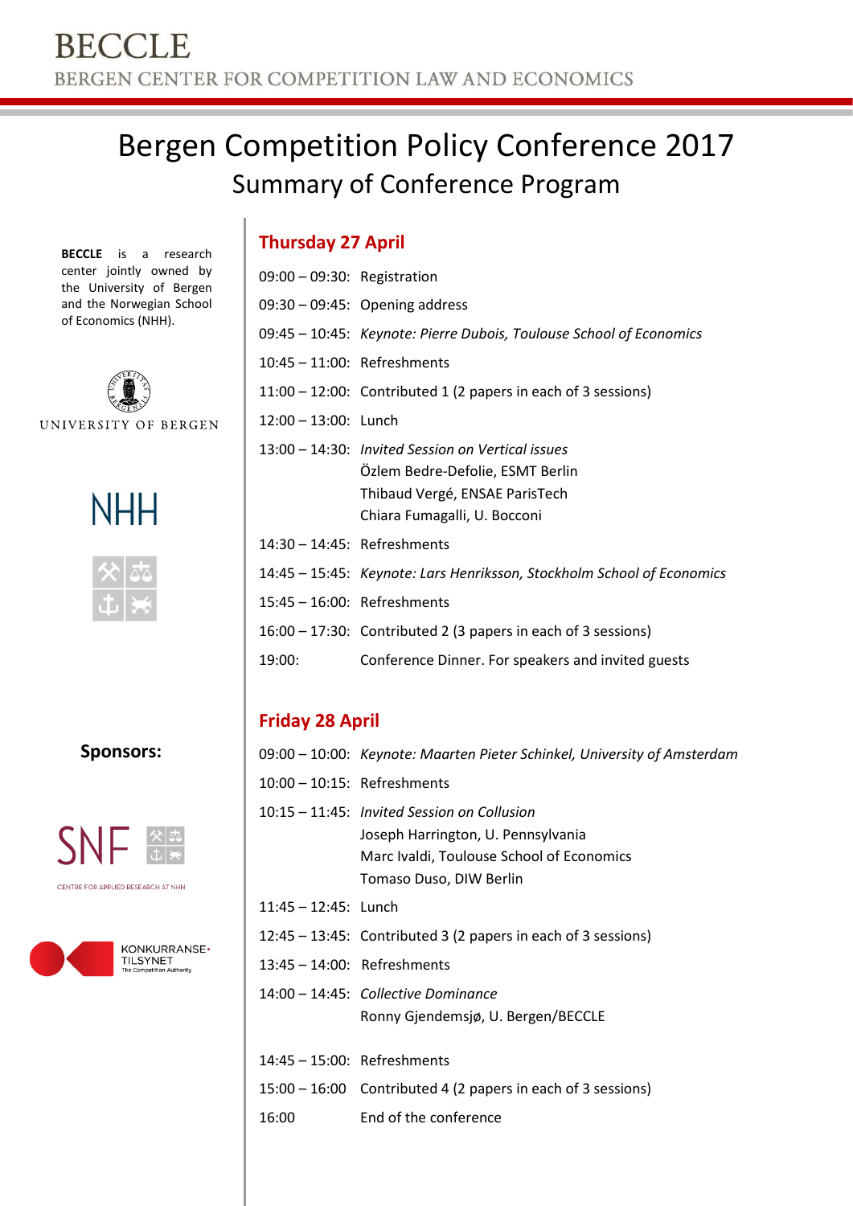# BECCLE

BERGEN CENTER FOR COMPETITION LAW AND ECONOMICS

# Bergen Competition Policy Conference 2017

## Summary of Conference Program

**BECCLE** is a research center jointly owned by the University of Bergen and the Norwegian School of Economics (NHH).

UNIVERSITY OF BERGEN

NHH

### Thursday 27 April

09:00 – 09:30: Registration

09:30 – 09:45: Opening address

09:45 – 10:45: *Keynote: Pierre Dubois, Toulouse School of Economics*

10:45 – 11:00: Refreshments

11:00 – 12:00: Contributed 1 (2 papers in each of 3 sessions)

12:00 – 13:00: Lunch

13:00 – 14:30: *Invited Session on Vertical issues*
Özlem Bedre-Defolie, ESMT Berlin
Thibaud Vergé, ENSAE ParisTech
Chiara Fumagalli, U. Bocconi

14:30 – 14:45: Refreshments

14:45 – 15:45: *Keynote: Lars Henriksson, Stockholm School of Economics*

15:45 – 16:00: Refreshments

16:00 – 17:30: Contributed 2 (3 papers in each of 3 sessions)

19:00: Conference Dinner. For speakers and invited guests

### Friday 28 April

09:00 – 10:00: *Keynote: Maarten Pieter Schinkel, University of Amsterdam*

10:00 – 10:15: Refreshments

10:15 – 11:45: *Invited Session on Collusion*
Joseph Harrington, U. Pennsylvania
Marc Ivaldi, Toulouse School of Economics
Tomaso Duso, DIW Berlin

11:45 – 12:45: Lunch

12:45 – 13:45: Contributed 3 (2 papers in each of 3 sessions)

13:45 – 14:00: Refreshments

14:00 – 14:45: *Collective Dominance*
Ronny Gjendemsjø, U. Bergen/BECCLE

14:45 – 15:00: Refreshments

15:00 – 16:00 Contributed 4 (2 papers in each of 3 sessions)

16:00 End of the conference

**Sponsors:**

SNF CENTRE FOR APPLIED RESEARCH AT NHH

KONKURRANSE-TILSYNET The Competition Authority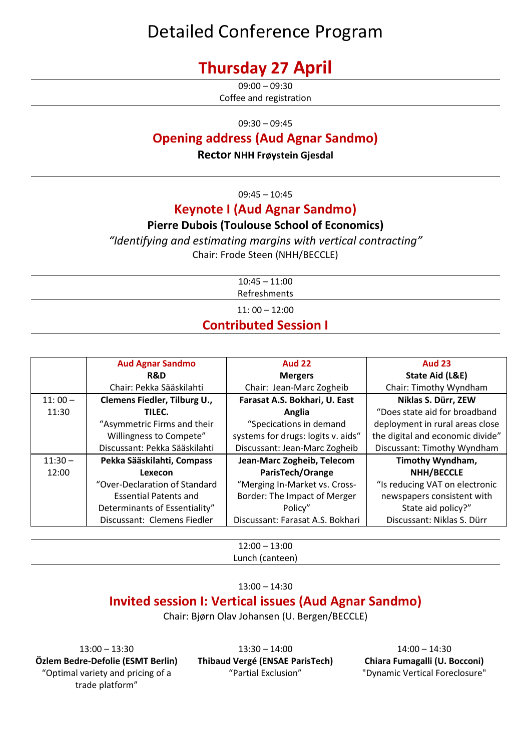# Detailed Conference Program

## Thursday 27 April

09:00 – 09:30
Coffee and registration

---

09:30 – 09:45

### Opening address (Aud Agnar Sandmo)

**Rector NHH Frøystein Gjesdal**

---

09:45 – 10:45

### Keynote I (Aud Agnar Sandmo)

**Pierre Dubois (Toulouse School of Economics)**

*"Identifying and estimating margins with vertical contracting"*

Chair: Frode Steen (NHH/BECCLE)

---

10:45 – 11:00
Refreshments

---

11: 00 – 12:00

### Contributed Session I

| | Aud Agnar Sandmo<br>**R&D**<br>Chair: Pekka Sääskilahti | Aud 22<br>**Mergers**<br>Chair: Jean-Marc Zogheib | Aud 23<br>**State Aid (L&E)**<br>Chair: Timothy Wyndham |
|---|---|---|---|
| 11: 00 – 11:30 | **Clemens Fiedler, Tilburg U., TILEC.**<br>"Asymmetric Firms and their Willingness to Compete"<br>Discussant: Pekka Sääskilahti | **Farasat A.S. Bokhari, U. East Anglia**<br>"Specications in demand systems for drugs: logits v. aids"<br>Discussant: Jean-Marc Zogheib | **Niklas S. Dürr, ZEW**<br>"Does state aid for broadband deployment in rural areas close the digital and economic divide"<br>Discussant: Timothy Wyndham |
| 11:30 – 12:00 | **Pekka Sääskilahti, Compass Lexecon**<br>"Over-Declaration of Standard Essential Patents and Determinants of Essentiality"<br>Discussant: Clemens Fiedler | **Jean-Marc Zogheib, Telecom ParisTech/Orange**<br>"Merging In-Market vs. Cross-Border: The Impact of Merger Policy"<br>Discussant: Farasat A.S. Bokhari | **Timothy Wyndham, NHH/BECCLE**<br>"Is reducing VAT on electronic newspapers consistent with State aid policy?"<br>Discussant: Niklas S. Dürr |

---

12:00 – 13:00
Lunch (canteen)

---

13:00 – 14:30

### Invited session I: Vertical issues (Aud Agnar Sandmo)

Chair: Bjørn Olav Johansen (U. Bergen/BECCLE)

13:00 – 13:30
**Özlem Bedre-Defolie (ESMT Berlin)**
"Optimal variety and pricing of a trade platform"

13:30 – 14:00
**Thibaud Vergé (ENSAE ParisTech)**
"Partial Exclusion"

14:00 – 14:30
**Chiara Fumagalli (U. Bocconi)**
"Dynamic Vertical Foreclosure"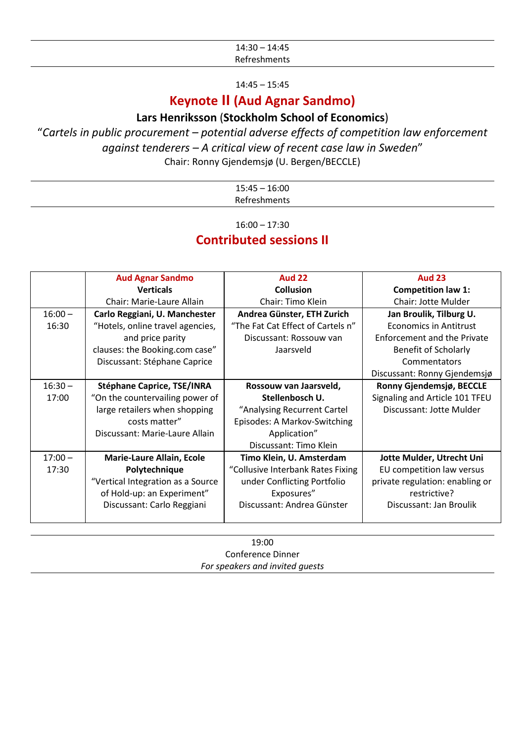14:30 – 14:45
Refreshments

---

14:45 – 15:45

## Keynote II (Aud Agnar Sandmo)

**Lars Henriksson (Stockholm School of Economics)**

"*Cartels in public procurement – potential adverse effects of competition law enforcement against tenderers – A critical view of recent case law in Sweden*"

Chair: Ronny Gjendemsjø (U. Bergen/BECCLE)

---

15:45 – 16:00
Refreshments

---

16:00 – 17:30

## Contributed sessions II

| | **Aud Agnar Sandmo**<br>**Verticals**<br>Chair: Marie-Laure Allain | **Aud 22**<br>**Collusion**<br>Chair: Timo Klein | **Aud 23**<br>**Competition law 1:**<br>Chair: Jotte Mulder |
|---|---|---|---|
| 16:00 – 16:30 | **Carlo Reggiani, U. Manchester**<br>"Hotels, online travel agencies, and price parity clauses: the Booking.com case"<br>Discussant: Stéphane Caprice | **Andrea Günster, ETH Zurich**<br>"The Fat Cat Effect of Cartels n"<br>Discussant: Rossouw van Jaarsveld | **Jan Broulik, Tilburg U.**<br>Economics in Antitrust Enforcement and the Private Benefit of Scholarly Commentators<br>Discussant: Ronny Gjendemsjø |
| 16:30 – 17:00 | **Stéphane Caprice, TSE/INRA**<br>"On the countervailing power of large retailers when shopping costs matter"<br>Discussant: Marie-Laure Allain | **Rossouw van Jaarsveld, Stellenbosch U.**<br>"Analysing Recurrent Cartel Episodes: A Markov-Switching Application"<br>Discussant: Timo Klein | **Ronny Gjendemsjø, BECCLE**<br>Signaling and Article 101 TFEU<br>Discussant: Jotte Mulder |
| 17:00 – 17:30 | **Marie-Laure Allain, Ecole Polytechnique**<br>"Vertical Integration as a Source of Hold-up: an Experiment"<br>Discussant: Carlo Reggiani | **Timo Klein, U. Amsterdam**<br>"Collusive Interbank Rates Fixing under Conflicting Portfolio Exposures"<br>Discussant: Andrea Günster | **Jotte Mulder, Utrecht Uni**<br>EU competition law versus private regulation: enabling or restrictive?<br>Discussant: Jan Broulik |

---

19:00
Conference Dinner
*For speakers and invited guests*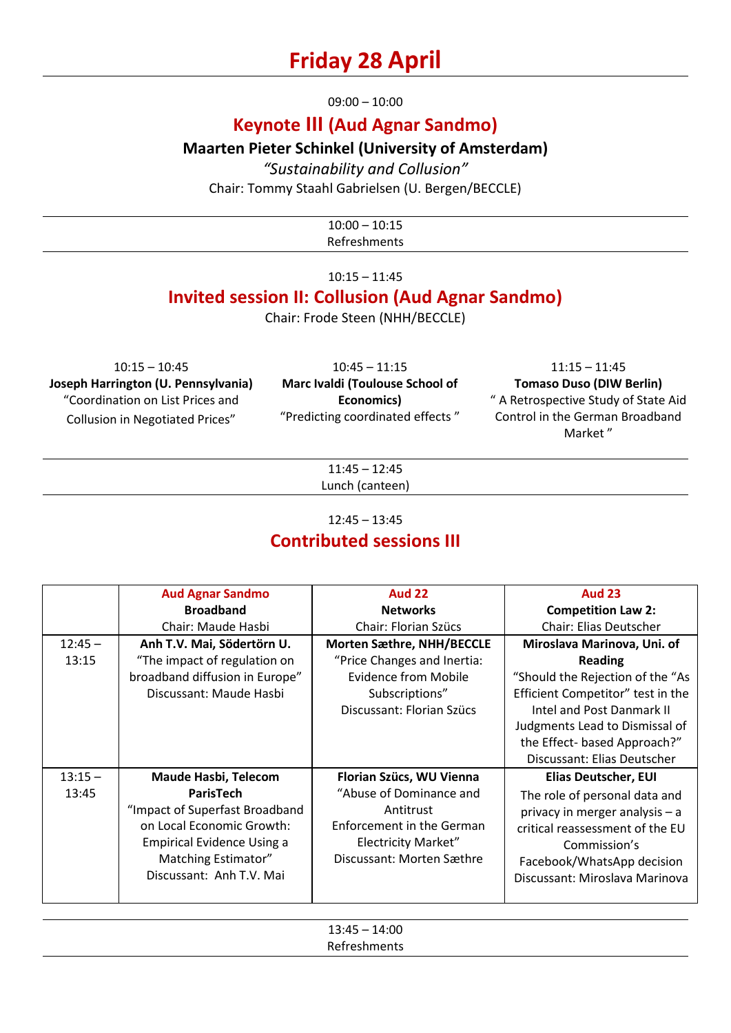# Friday 28 April

09:00 – 10:00

## Keynote III (Aud Agnar Sandmo)

**Maarten Pieter Schinkel (University of Amsterdam)**

*"Sustainability and Collusion"*

Chair: Tommy Staahl Gabrielsen (U. Bergen/BECCLE)

---

10:00 – 10:15
Refreshments

---

10:15 – 11:45

## Invited session II: Collusion (Aud Agnar Sandmo)

Chair: Frode Steen (NHH/BECCLE)

10:15 – 10:45
**Joseph Harrington (U. Pennsylvania)**
"Coordination on List Prices and Collusion in Negotiated Prices"

10:45 – 11:15
**Marc Ivaldi (Toulouse School of Economics)**
"Predicting coordinated effects "

11:15 – 11:45
**Tomaso Duso (DIW Berlin)**
" A Retrospective Study of State Aid Control in the German Broadband Market "

---

11:45 – 12:45
Lunch (canteen)

---

12:45 – 13:45

## Contributed sessions III

| | Aud Agnar Sandmo<br>**Broadband**<br>Chair: Maude Hasbi | Aud 22<br>**Networks**<br>Chair: Florian Szücs | Aud 23<br>**Competition Law 2:**<br>Chair: Elias Deutscher |
|---|---|---|---|
| 12:45 – 13:15 | **Anh T.V. Mai, Södertörn U.**<br>"The impact of regulation on broadband diffusion in Europe"<br>Discussant: Maude Hasbi | **Morten Sæthre, NHH/BECCLE**<br>"Price Changes and Inertia: Evidence from Mobile Subscriptions"<br>Discussant: Florian Szücs | **Miroslava Marinova, Uni. of Reading**<br>"Should the Rejection of the "As Efficient Competitor" test in the Intel and Post Danmark II Judgments Lead to Dismissal of the Effect- based Approach?"<br>Discussant: Elias Deutscher |
| 13:15 – 13:45 | **Maude Hasbi, Telecom ParisTech**<br>"Impact of Superfast Broadband on Local Economic Growth: Empirical Evidence Using a Matching Estimator"<br>Discussant: Anh T.V. Mai | **Florian Szücs, WU Vienna**<br>"Abuse of Dominance and Antitrust Enforcement in the German Electricity Market"<br>Discussant: Morten Sæthre | **Elias Deutscher, EUI**<br>The role of personal data and privacy in merger analysis – a critical reassessment of the EU Commission's Facebook/WhatsApp decision<br>Discussant: Miroslava Marinova |

---

13:45 – 14:00
Refreshments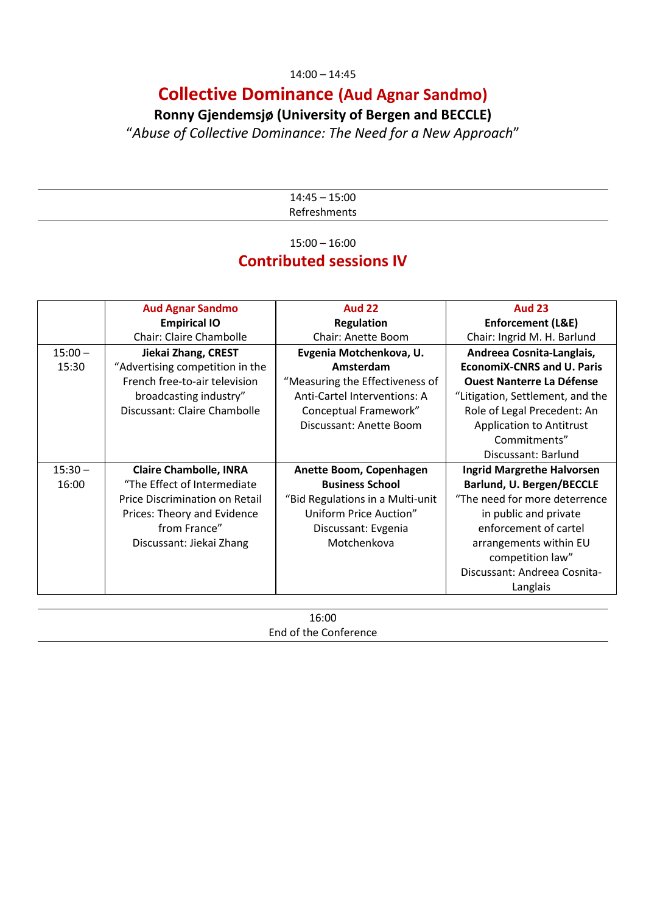14:00 – 14:45

## Collective Dominance (Aud Agnar Sandmo)

**Ronny Gjendemsjø (University of Bergen and BECCLE)**

"*Abuse of Collective Dominance: The Need for a New Approach*"

---

14:45 – 15:00

Refreshments

---

15:00 – 16:00

## Contributed sessions IV

| | Aud Agnar Sandmo<br>**Empirical IO**<br>Chair: Claire Chambolle | Aud 22<br>**Regulation**<br>Chair: Anette Boom | Aud 23<br>**Enforcement (L&E)**<br>Chair: Ingrid M. H. Barlund |
|---|---|---|---|
| 15:00 – 15:30 | **Jiekai Zhang, CREST**<br>"Advertising competition in the French free-to-air television broadcasting industry"<br>Discussant: Claire Chambolle | **Evgenia Motchenkova, U. Amsterdam**<br>"Measuring the Effectiveness of Anti-Cartel Interventions: A Conceptual Framework"<br>Discussant: Anette Boom | **Andreea Cosnita-Langlais, EconomiX-CNRS and U. Paris Ouest Nanterre La Défense**<br>"Litigation, Settlement, and the Role of Legal Precedent: An Application to Antitrust Commitments"<br>Discussant: Barlund |
| 15:30 – 16:00 | **Claire Chambolle, INRA**<br>"The Effect of Intermediate Price Discrimination on Retail Prices: Theory and Evidence from France"<br>Discussant: Jiekai Zhang | **Anette Boom, Copenhagen Business School**<br>"Bid Regulations in a Multi-unit Uniform Price Auction"<br>Discussant: Evgenia Motchenkova | **Ingrid Margrethe Halvorsen Barlund, U. Bergen/BECCLE**<br>"The need for more deterrence in public and private enforcement of cartel arrangements within EU competition law"<br>Discussant: Andreea Cosnita-Langlais |

---

16:00

End of the Conference